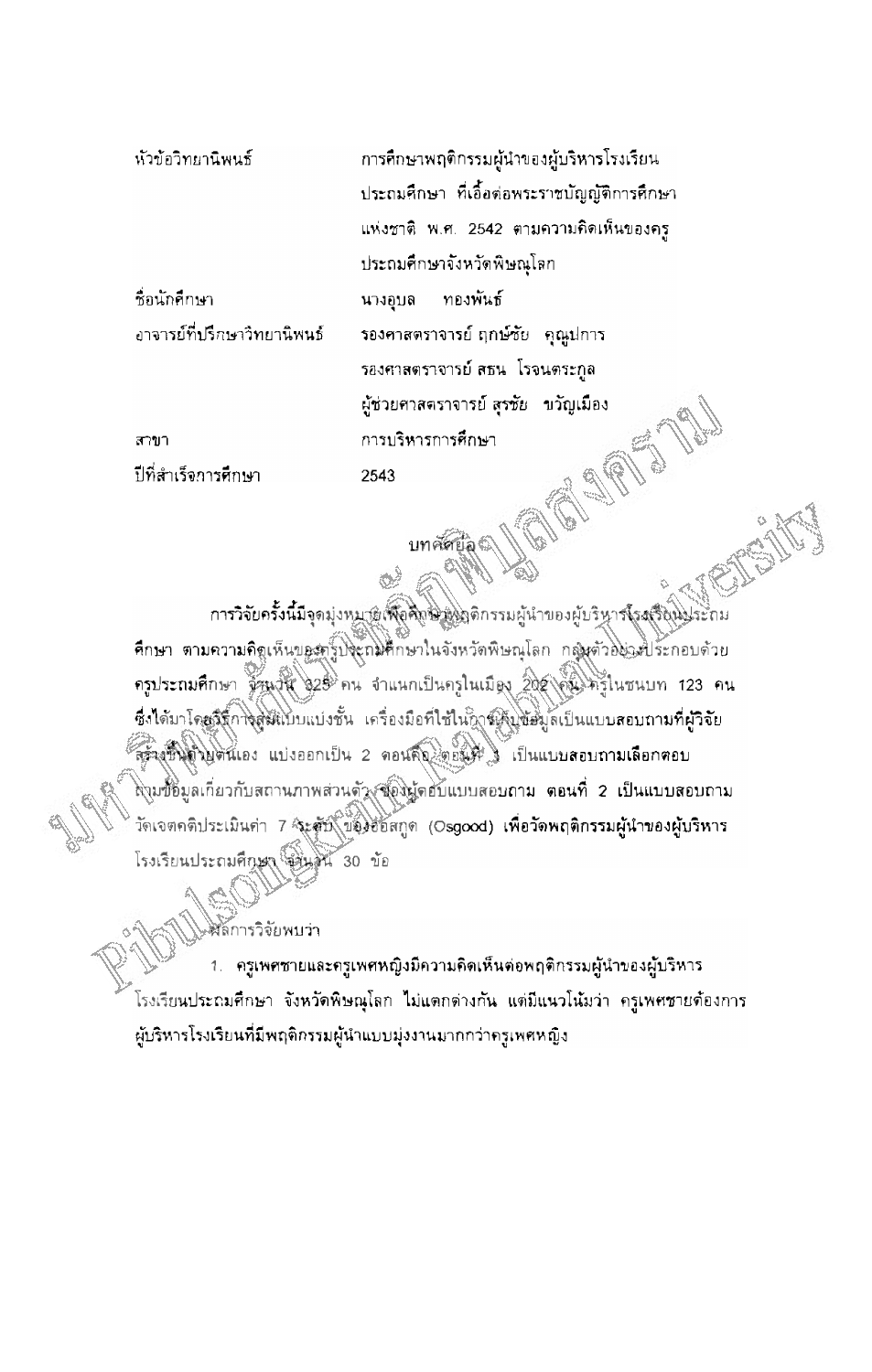| | |
|---|---|
| หัวข้อวิทยานิพนธ์ | การศึกษาพฤติกรรมผู้นำของผู้บริหารโรงเรียนประถมศึกษา ที่เอื้อต่อพระราชบัญญัติการศึกษาแห่งชาติ พ.ศ. 2542 ตามความคิดเห็นของครูประถมศึกษาจังหวัดพิษณุโลก |
| ชื่อนักศึกษา | นางอุบล ทองพันธ์ |
| อาจารย์ที่ปรึกษาวิทยานิพนธ์ | รองศาสตราจารย์ ฤกษ์ชัย คุณูปการ<br>รองศาสตราจารย์ สธน โรจนตระกูล<br>ผู้ช่วยศาสตราจารย์ สุรชัย ขวัญเมือง |
| สาขา | การบริหารการศึกษา |
| ปีที่สำเร็จการศึกษา | 2543 |

## บทคัดย่อ

การวิจัยครั้งนี้มีจุดมุ่งหมายเพื่อศึกษาพฤติกรรมผู้นำของผู้บริหารโรงเรียนประถมศึกษา ตามความคิดเห็นของครูประถมศึกษาในจังหวัดพิษณุโลก กลุ่มตัวอย่างประกอบด้วยครูประถมศึกษา จำนวน 325 คน จำแนกเป็นครูในเมือง 202 คน ครูในชนบท 123 คน ซึ่งได้มาโดยวิธีการสุ่มแบบแบ่งชั้น เครื่องมือที่ใช้ในการเก็บข้อมูลเป็นแบบสอบถามที่ผู้วิจัยสร้างขึ้นด้วยตนเอง แบ่งออกเป็น 2 ตอนคือ ตอนที่ 1 เป็นแบบสอบถามเลือกตอบถามข้อมูลเกี่ยวกับสถานภาพส่วนตัวของผู้ตอบแบบสอบถาม ตอนที่ 2 เป็นแบบสอบถามวัดเจตคติประเมินค่า 7 ระดับ ของออสกูด (Osgood) เพื่อวัดพฤติกรรมผู้นำของผู้บริหารโรงเรียนประถมศึกษา จำนวน 30 ข้อ

ผลการวิจัยพบว่า

1. ครูเพศชายและครูเพศหญิงมีความคิดเห็นต่อพฤติกรรมผู้นำของผู้บริหารโรงเรียนประถมศึกษา จังหวัดพิษณุโลก ไม่แตกต่างกัน แต่มีแนวโน้มว่า ครูเพศชายต้องการผู้บริหารโรงเรียนที่มีพฤติกรรมผู้นำแบบมุ่งงานมากกว่าครูเพศหญิง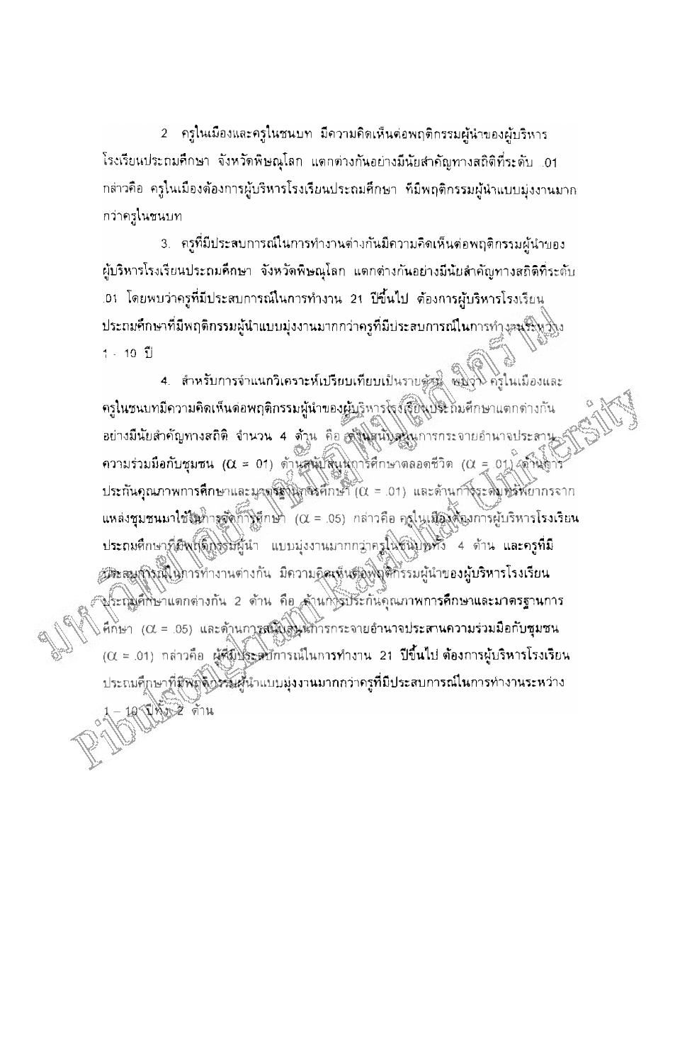2 ครูในเมืองและครูในชนบท มีความคิดเห็นต่อพฤติกรรมผู้นำของผู้บริหารโรงเรียนประถมศึกษา จังหวัดพิษณุโลก แตกต่างกันอย่างมีนัยสำคัญทางสถิติที่ระดับ .01 กล่าวคือ ครูในเมืองต้องการผู้บริหารโรงเรียนประถมศึกษา ที่มีพฤติกรรมผู้นำแบบมุ่งงานมากกว่าครูในชนบท

3. ครูที่มีประสบการณ์ในการทำงานต่างกันมีความคิดเห็นต่อพฤติกรรมผู้นำของผู้บริหารโรงเรียนประถมศึกษา จังหวัดพิษณุโลก แตกต่างกันอย่างมีนัยสำคัญทางสถิติที่ระดับ .01 โดยพบว่าครูที่มีประสบการณ์ในการทำงาน 21 ปีขึ้นไป ต้องการผู้บริหารโรงเรียนประถมศึกษาที่มีพฤติกรรมผู้นำแบบมุ่งงานมากกว่าครูที่มีประสบการณ์ในการทำงานระหว่าง 1 - 10 ปี

4. สำหรับการจำแนกวิเคราะห์เปรียบเทียบเป็นรายด้าน พบว่า ครูในเมืองและครูในชนบทมีความคิดเห็นต่อพฤติกรรมผู้นำของผู้บริหารโรงเรียนประถมศึกษาแตกต่างกันอย่างมีนัยสำคัญทางสถิติ จำนวน 4 ด้าน คือ ด้านสนับสนุนการกระจายอำนาจประสานความร่วมมือกับชุมชน ($\alpha$ = .01) ด้านสนับสนุนการศึกษาตลอดชีวิต ($\alpha$ = .01) ด้านการประกันคุณภาพการศึกษาและมาตรฐานการศึกษา ($\alpha$ = .01) และด้านการระดมทรัพยากรจากแหล่งชุมชนมาใช้ในการจัดการศึกษา ($\alpha$ = .05) กล่าวคือ ครูในเมืองต้องการผู้บริหารโรงเรียนประถมศึกษาที่มีพฤติกรรมผู้นำ แบบมุ่งงานมากกว่าครูในชนบททั้ง 4 ด้าน และครูที่มีประสบการณ์ในการทำงานต่างกัน มีความคิดเห็นต่อพฤติกรรมผู้นำของผู้บริหารโรงเรียนประถมศึกษาแตกต่างกัน 2 ด้าน คือ ด้านการประกันคุณภาพการศึกษาและมาตรฐานการศึกษา ($\alpha$ = .05) และด้านการสนับสนุนการกระจายอำนาจประสานความร่วมมือกับชุมชน ($\alpha$ = .01) กล่าวคือ ผู้ที่มีประสบการณ์ในการทำงาน 21 ปีขึ้นไป ต้องการผู้บริหารโรงเรียนประถมศึกษาที่มีพฤติกรรมผู้นำแบบมุ่งงานมากกว่าครูที่มีประสบการณ์ในการทำงานระหว่าง 1 – 10 ปีทั้ง 2 ด้าน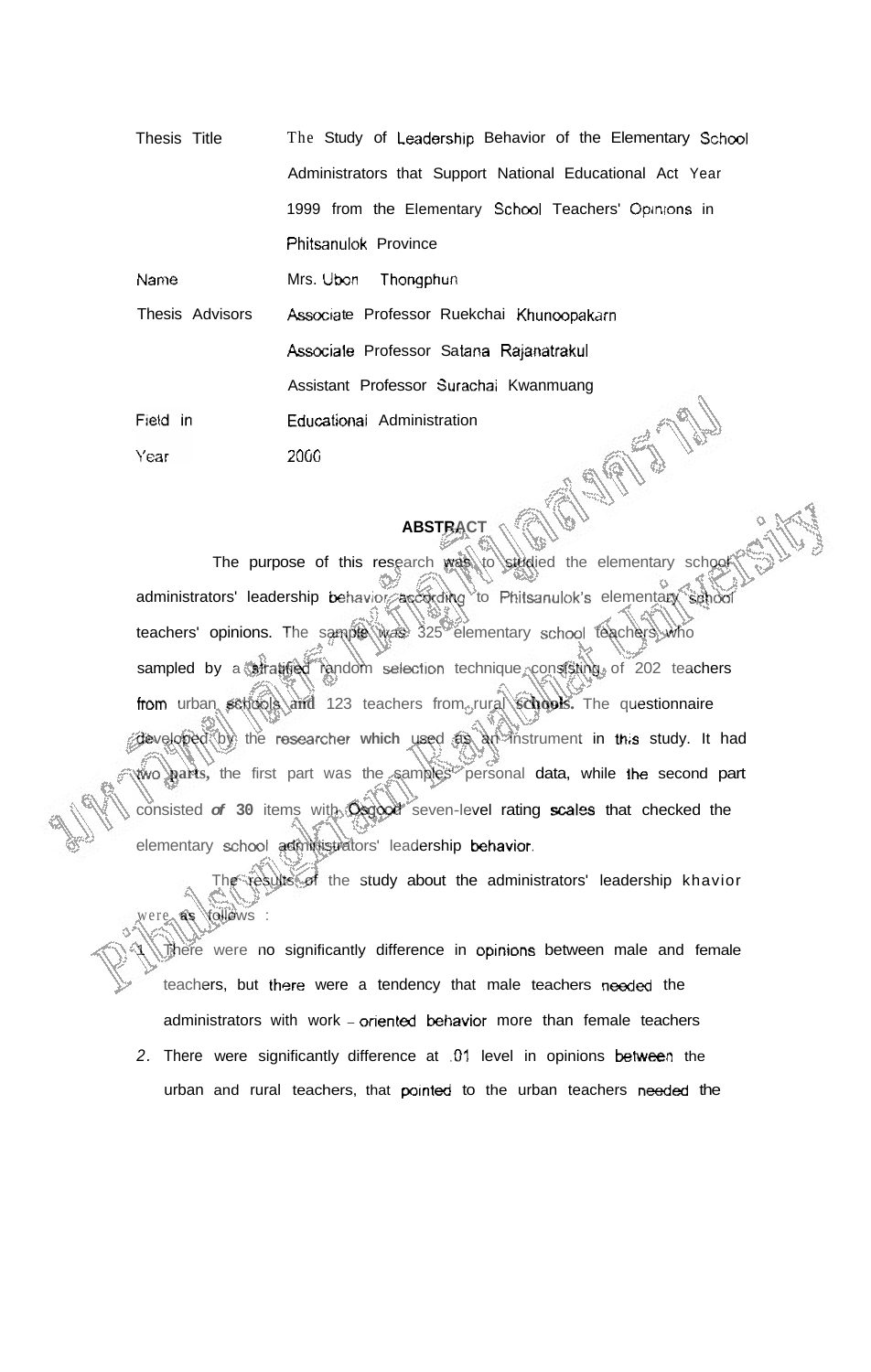| | |
|---|---|
| Thesis Title | The Study of Leadership Behavior of the Elementary School Administrators that Support National Educational Act Year 1999 from the Elementary School Teachers' Opinions in Phitsanulok Province |
| Name | Mrs. Ubon Thongphun |
| Thesis Advisors | Associate Professor Ruekchai Khunoopakarn |
| | Associate Professor Satana Rajanatrakul |
| | Assistant Professor Surachai Kwanmuang |
| Field in | Educational Administration |
| Year | 2000 |

## ABSTRACT

The purpose of this research was to studied the elementary school administrators' leadership behavior according to Phitsanulok's elementary school teachers' opinions. The sample was 325 elementary school teachers who sampled by a stratified random selection technique consisting of 202 teachers from urban schools and 123 teachers from rural schools. The questionnaire developed by the researcher which used as an instrument in this study. It had two parts, the first part was the samples' personal data, while the second part consisted of 30 items with Osgood seven-level rating scales that checked the elementary school administrators' leadership behavior.

The results of the study about the administrators' leadership khavior were as follows :

1. There were no significantly difference in opinions between male and female teachers, but there were a tendency that male teachers needed the administrators with work - oriented behavior more than female teachers
2. There were significantly difference at .01 level in opinions between the urban and rural teachers, that pointed to the urban teachers needed the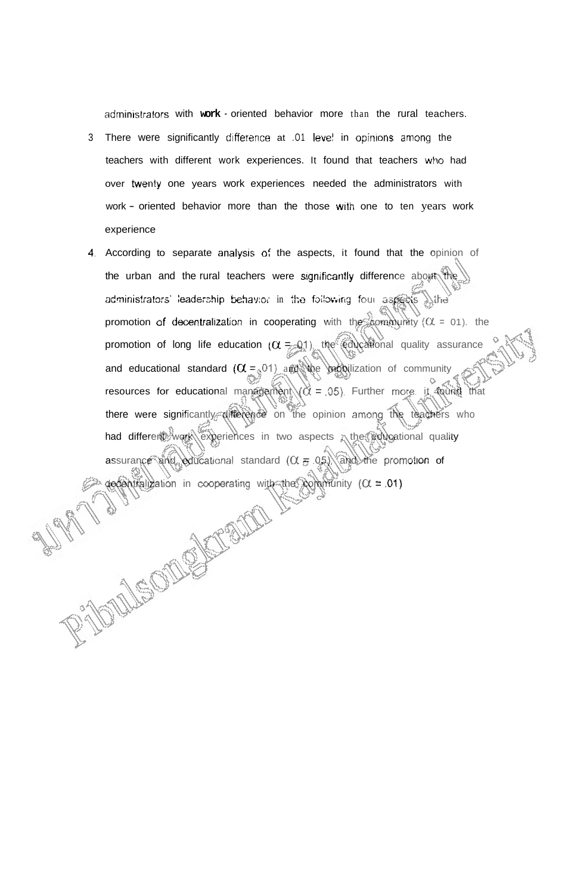administrators with work - oriented behavior more than the rural teachers.

3 There were significantly difference at .01 level in opinions among the teachers with different work experiences. It found that teachers who had over twenty one years work experiences needed the administrators with work - oriented behavior more than the those with one to ten years work experience

4. According to separate analysis of the aspects, it found that the opinion of the urban and the rural teachers were significantly difference about the administrators' leadership behavior in the following four aspects : the promotion of decentralization in cooperating with the community ($\alpha$ = .01), the promotion of long life education ($\alpha$ = .01), the educational quality assurance and educational standard ($\alpha$ = .01) and the mobilization of community resources for educational management ($\alpha$ = .05). Further more, it found that there were significantly difference on the opinion among the teachers who had different work experiences in two aspects ; the educational quality assurance and educational standard ($\alpha$ = .05) and the promotion of decentralization in cooperating with the community ($\alpha$ = .01)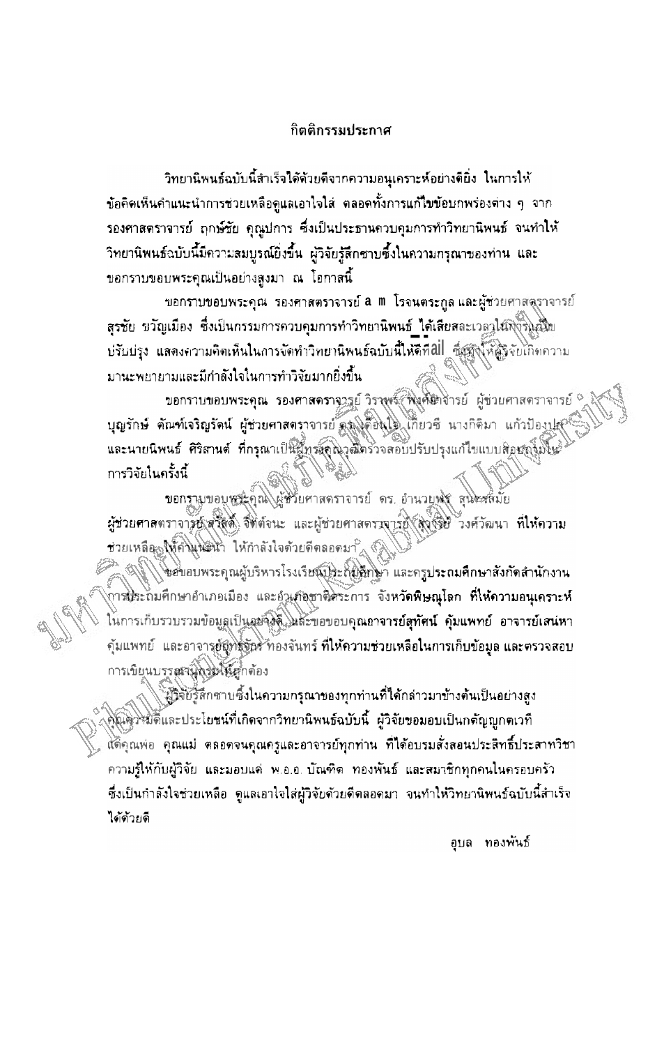# กิตติกรรมประกาศ

วิทยานิพนธ์ฉบับนี้สำเร็จได้ด้วยดีจากความอนุเคราะห์อย่างดียิ่ง ในการให้ข้อคิดเห็นคำแนะนำการช่วยเหลือดูแลเอาใจใส่ ตลอดทั้งการแก้ไขข้อบกพร่องต่าง ๆ จาก รองศาสตราจารย์ ฤกษ์ชัย คุณูปการ ซึ่งเป็นประธานควบคุมการทำวิทยานิพนธ์ จนทำให้วิทยานิพนธ์ฉบับนี้มีความสมบูรณ์ยิ่งขึ้น ผู้วิจัยรู้สึกซาบซึ้งในความกรุณาของท่าน และขอกราบขอบพระคุณเป็นอย่างสูงมา ณ โอกาสนี้

ขอกราบขอบพระคุณ รองศาสตราจารย์ a m โรจนตระกูล และผู้ช่วยศาสตราจารย์ สุรชัย ขวัญเมือง ซึ่งเป็นกรรมการควบคุมการทำวิทยานิพนธ์ ได้เสียสละเวลาในการแก้ไขปรับปรุง แสดงความคิดเห็นในการจัดทำวิทยานิพนธ์ฉบับนี้ให้ดีที่all ซึ่งทำให้ผู้วิจัยเกิดความมานะพยายามและมีกำลังใจในการทำวิจัยมากยิ่งขึ้น

ขอกราบขอบพระคุณ รองศาสตราจารย์ วิราพร พงศ์อาจารย์ ผู้ช่วยศาสตราจารย์ บุญรักษ์ ตัณฑ์เจริญรัตน์ ผู้ช่วยศาสตราจารย์ ดร. เดือนใจ เกียวซี นางกิติมา แก้วป้องปก และนายนิพนธ์ ศิริสานต์ ที่กรุณาเป็นผู้ทรงคุณวุฒิตรวจสอบปรับปรุงแก้ไขแบบสอบถามในการวิจัยในครั้งนี้

ขอกราบขอบพระคุณ ผู้ช่วยศาสตราจารย์ ดร. อำนวยพร สุนทรสมัย ผู้ช่วยศาสตราจารย์ สวัสดิ์ จิตต์จนะ และผู้ช่วยศาสตราจารย์ สุวรีย์ วงศ์วัฒนา ที่ให้ความช่วยเหลือ ให้คำแนะนำ ให้กำลังใจด้วยดีตลอดมา

ขอขอบพระคุณผู้บริหารโรงเรียนประถมศึกษา และครูประถมศึกษาสังกัดสำนักงานการประถมศึกษาอำเภอเมือง และอำเภอชาติตระการ จังหวัดพิษณุโลก ที่ให้ความอนุเคราะห์ในการเก็บรวบรวมข้อมูลเป็นอย่างดี และขอขอบคุณอาจารย์สุทัศน์ คุ้มแพทย์ อาจารย์เสน่หา คุ้มแพทย์ และอาจารย์สุทธิจักร ทองจันทร์ ที่ให้ความช่วยเหลือในการเก็บข้อมูล และตรวจสอบการเขียนบรรณานุกรมให้ถูกต้อง

ผู้วิจัยรู้สึกซาบซึ้งในความกรุณาของทุกท่านที่ได้กล่าวมาข้างต้นเป็นอย่างสูง คุณความดีและประโยชน์ที่เกิดจากวิทยานิพนธ์ฉบับนี้ ผู้วิจัยขอมอบเป็นกตัญญูกตเวทีแด่คุณพ่อ คุณแม่ ตลอดจนคุณครูและอาจารย์ทุกท่าน ที่ได้อบรมสั่งสอนประสิทธิ์ประสาทวิชาความรู้ให้กับผู้วิจัย และมอบแด่ พ.อ.อ. บัณฑิต ทองพันธ์ และสมาชิกทุกคนในครอบครัว ซึ่งเป็นกำลังใจช่วยเหลือ ดูแลเอาใจใส่ผู้วิจัยด้วยดีตลอดมา จนทำให้วิทยานิพนธ์ฉบับนี้สำเร็จได้ด้วยดี

อุบล ทองพันธ์